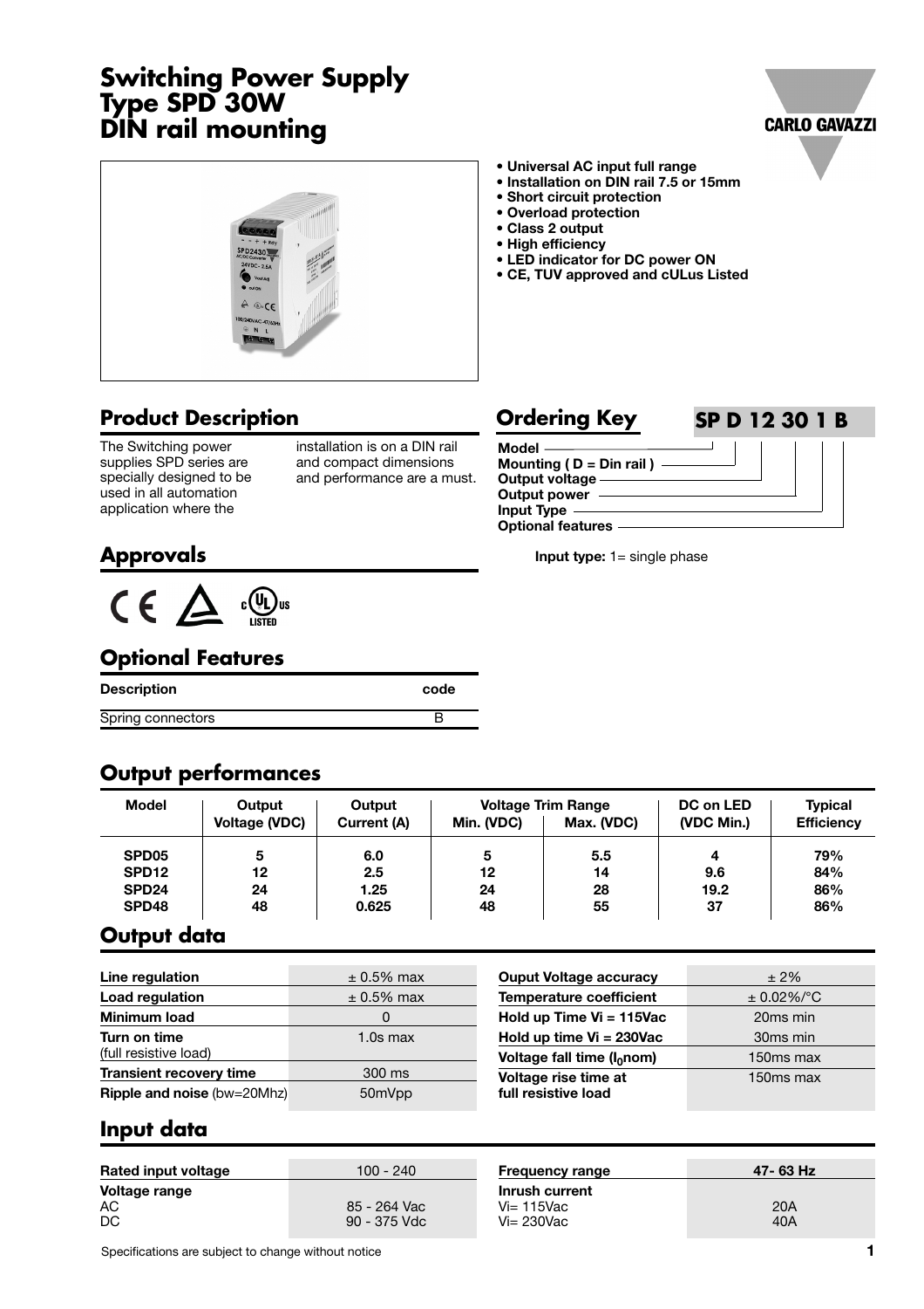# Switching Power Supply Type SPD 30W DIN rail mounting

- **Universal AC input full range**
- **Installation on DIN rail 7.5 or 15mm**
- **Short circuit protection**
- **Overload protection**
- **Class 2 output**
- **High efficiency**
- **LED indicator for DC power ON**
- **CE, TUV approved and cULus Listed**

## Product Description

The Switching power supplies SPD series are specially designed to be used in all automation application where the installation is on a DIN rail and compact dimensions and performance are a must.

## Ordering Key

**SP D 12 30 1 B**

- **Model**
- **Mounting ( D = Din rail )**
- **Output voltage**
- **Output power**
- **Input Type**
- **Optional features**

**Input type:** 1= single phase

## Approvals

CE, TUV, cULus LISTED

## Optional Features

| Description | code |
|---|---|
| Spring connectors | B |

## Output performances

| Model | Output Voltage (VDC) | Output Current (A) | Voltage Trim Range Min. (VDC) | Voltage Trim Range Max. (VDC) | DC on LED (VDC Min.) | Typical Efficiency |
|---|---|---|---|---|---|---|
| SPD05 | 5 | 6.0 | 5 | 5.5 | 4 | 79% |
| SPD12 | 12 | 2.5 | 12 | 14 | 9.6 | 84% |
| SPD24 | 24 | 1.25 | 24 | 28 | 19.2 | 86% |
| SPD48 | 48 | 0.625 | 48 | 55 | 37 | 86% |

## Output data

| | |
|---|---|
| **Line regulation** | ± 0.5% max |
| **Load regulation** | ± 0.5% max |
| **Minimum load** | 0 |
| **Turn on time** (full resistive load) | 1.0s max |
| **Transient recovery time** | 300 ms |
| **Ripple and noise** (bw=20Mhz) | 50mVpp |
| **Ouput Voltage accuracy** | ± 2% |
| **Temperature coefficient** | ± 0.02%/°C |
| **Hold up Time Vi = 115Vac** | 20ms min |
| **Hold up time Vi = 230Vac** | 30ms min |
| **Voltage fall time ($I_0$nom)** | 150ms max |
| **Voltage rise time at full resistive load** | 150ms max |

## Input data

| | |
|---|---|
| **Rated input voltage** | 100 - 240 |
| **Voltage range** AC | 85 - 264 Vac |
| **Voltage range** DC | 90 - 375 Vdc |
| **Frequency range** | 47- 63 Hz |
| **Inrush current** Vi= 115Vac | 20A |
| **Inrush current** Vi= 230Vac | 40A |

Specifications are subject to change without notice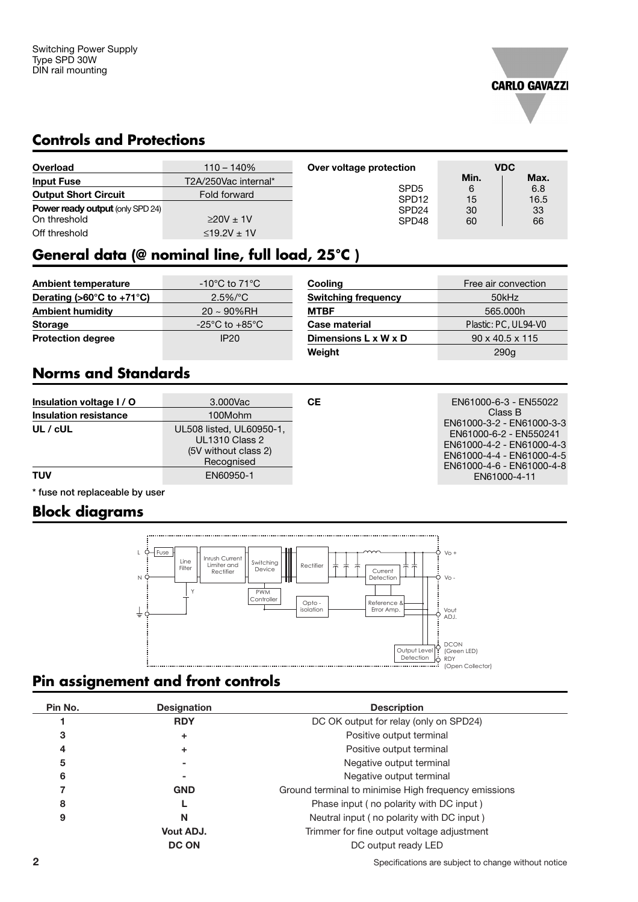Switching Power Supply
Type SPD 30W
DIN rail mounting

## Controls and Protections

| | |
|---|---|
| **Overload** | 110 – 140% |
| **Input Fuse** | T2A/250Vac internal* |
| **Output Short Circuit** | Fold forward |
| **Power ready output** (only SPD 24) | |
| On threshold | ≥20V ± 1V |
| Off threshold | ≤19.2V ± 1V |

| Over voltage protection | VDC | |
|---|---|---|
| | Min. | Max. |
| SPD5 | 6 | 6.8 |
| SPD12 | 15 | 16.5 |
| SPD24 | 30 | 33 |
| SPD48 | 60 | 66 |

## General data (@ nominal line, full load, 25°C )

| | |
|---|---|
| **Ambient temperature** | -10°C to 71°C |
| **Derating (>60°C to +71°C)** | 2.5%/°C |
| **Ambient humidity** | 20 ~ 90%RH |
| **Storage** | -25°C to +85°C |
| **Protection degree** | IP20 |

| | |
|---|---|
| **Cooling** | Free air convection |
| **Switching frequency** | 50kHz |
| **MTBF** | 565.000h |
| **Case material** | Plastic: PC, UL94-V0 |
| **Dimensions L x W x D** | 90 x 40.5 x 115 |
| **Weight** | 290g |

## Norms and Standards

| | |
|---|---|
| **Insulation voltage I / O** | 3.000Vac |
| **Insulation resistance** | 100Mohm |
| **UL / cUL** | UL508 listed, UL60950-1, UL1310 Class 2 (5V without class 2) Recognised |
| **TUV** | EN60950-1 |

| | |
|---|---|
| **CE** | EN61000-6-3 - EN55022 Class B EN61000-3-2 - EN61000-3-3 EN61000-6-2 - EN550241 EN61000-4-2 - EN61000-4-3 EN61000-4-4 - EN61000-4-5 EN61000-4-6 - EN61000-4-8 EN61000-4-11 |

\* fuse not replaceable by user

## Block diagrams

L, N, Fuse, Line Filter, Y, Inrush Current Limiter and Rectifier, Switching Device, PWM Controller, Rectifier, Opto - isolation, Current Detection, Reference & Error Amp., Output Level Detection, Vo +, Vo -, Vout ADJ., DCON (Green LED), RDY (Open Collector)

## Pin assignement and front controls

| Pin No. | Designation | Description |
|---|---|---|
| 1 | **RDY** | DC OK output for relay (only on SPD24) |
| 3 | **+** | Positive output terminal |
| 4 | **+** | Positive output terminal |
| 5 | **-** | Negative output terminal |
| 6 | **-** | Negative output terminal |
| 7 | **GND** | Ground terminal to minimise High frequency emissions |
| 8 | **L** | Phase input ( no polarity with DC input ) |
| 9 | **N** | Neutral input ( no polarity with DC input ) |
| | **Vout ADJ.** | Trimmer for fine output voltage adjustment |
| | **DC ON** | DC output ready LED |

Specifications are subject to change without notice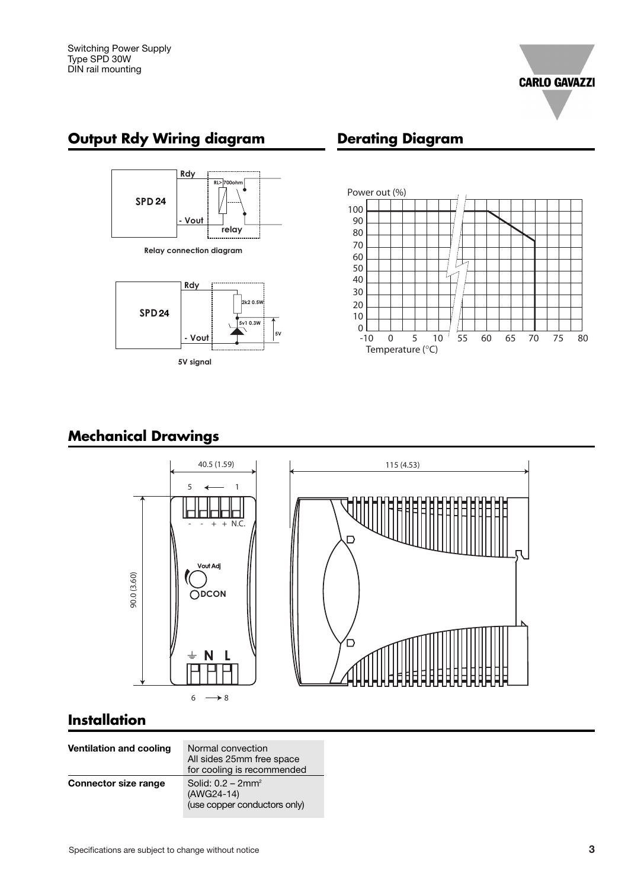## Output Rdy Wiring diagram

Rdy

SPD 24

- Vout

Rl> 700ohm

relay

Relay connection diagram

Rdy

SPD 24

- Vout

2k2 0.5W

5v1 0.3W

5V

5V signal

## Derating Diagram

Power out (%)

100
90
80
70
60
50
40
30
20
10
0

-10 0 5 10 55 60 65 70 75 80

Temperature (°C)

## Mechanical Drawings

40.5 (1.59)

5 1

- - + + N.C.

Vout Adj

DCON

N L

6 8

90.0 (3.60)

115 (4.53)

## Installation

| | |
|---|---|
| **Ventilation and cooling** | Normal convection<br>All sides 25mm free space for cooling is recommended |
| **Connector size range** | Solid: 0.2 – 2mm²<br>(AWG24-14)<br>(use copper conductors only) |

Specifications are subject to change without notice